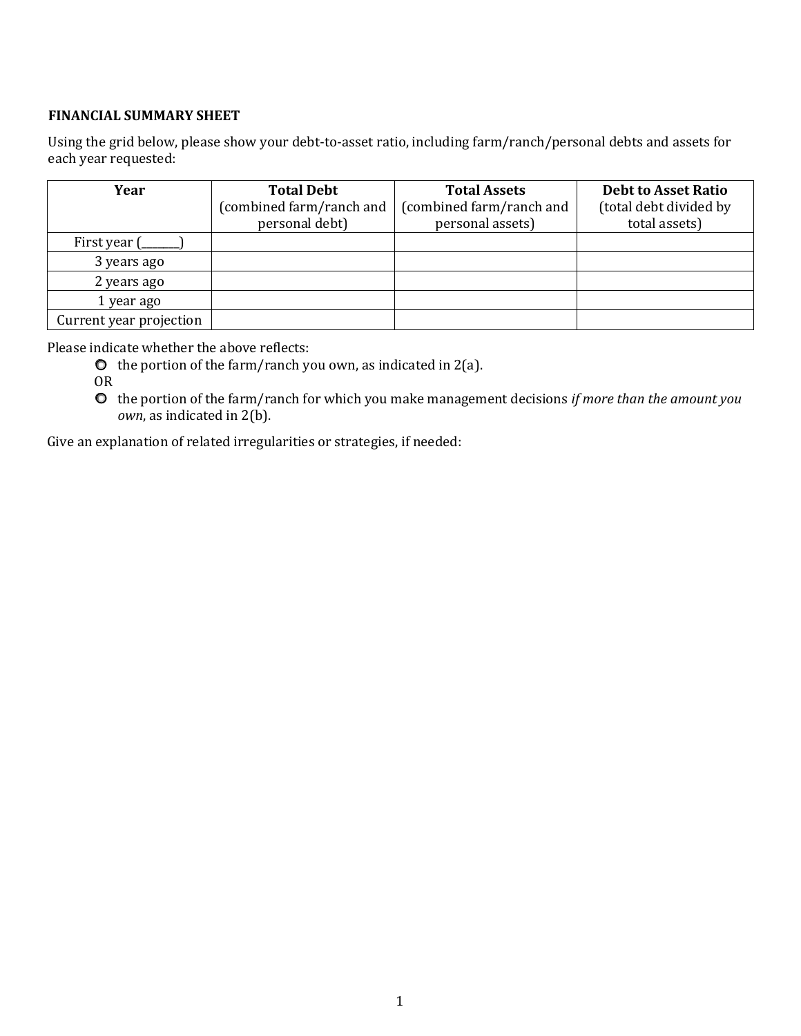**FINANCIAL SUMMARY SHEET**

Using the grid below, please show your debt-to-asset ratio, including farm/ranch/personal debts and assets for each year requested:

| Year | **Total Debt** (combined farm/ranch and personal debt) | **Total Assets** (combined farm/ranch and personal assets) | **Debt to Asset Ratio** (total debt divided by total assets) |
|---|---|---|---|
| First year (_______) | | | |
| 3 years ago | | | |
| 2 years ago | | | |
| 1 year ago | | | |
| Current year projection | | | |

Please indicate whether the above reflects:

- the portion of the farm/ranch you own, as indicated in 2(a).

OR

- the portion of the farm/ranch for which you make management decisions *if more than the amount you own*, as indicated in 2(b).

Give an explanation of related irregularities or strategies, if needed: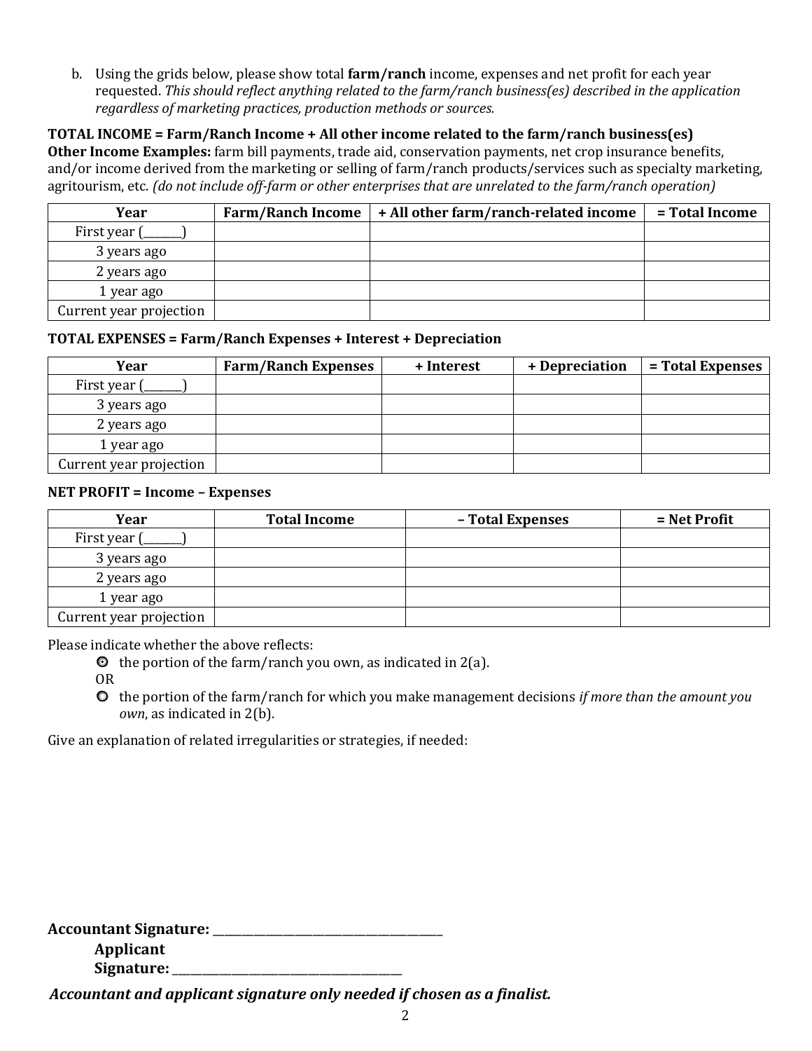b. Using the grids below, please show total **farm/ranch** income, expenses and net profit for each year requested. *This should reflect anything related to the farm/ranch business(es) described in the application regardless of marketing practices, production methods or sources.*

**TOTAL INCOME = Farm/Ranch Income + All other income related to the farm/ranch business(es)**
**Other Income Examples:** farm bill payments, trade aid, conservation payments, net crop insurance benefits, and/or income derived from the marketing or selling of farm/ranch products/services such as specialty marketing, agritourism, etc. *(do not include off-farm or other enterprises that are unrelated to the farm/ranch operation)*

| Year | Farm/Ranch Income | + All other farm/ranch-related income | = Total Income |
|---|---|---|---|
| First year (_______) | | | |
| 3 years ago | | | |
| 2 years ago | | | |
| 1 year ago | | | |
| Current year projection | | | |

**TOTAL EXPENSES = Farm/Ranch Expenses + Interest + Depreciation**

| Year | Farm/Ranch Expenses | + Interest | + Depreciation | = Total Expenses |
|---|---|---|---|---|
| First year (_______) | | | | |
| 3 years ago | | | | |
| 2 years ago | | | | |
| 1 year ago | | | | |
| Current year projection | | | | |

**NET PROFIT = Income – Expenses**

| Year | Total Income | – Total Expenses | = Net Profit |
|---|---|---|---|
| First year (_______) | | | |
| 3 years ago | | | |
| 2 years ago | | | |
| 1 year ago | | | |
| Current year projection | | | |

Please indicate whether the above reflects:

- ⊙ the portion of the farm/ranch you own, as indicated in 2(a).

OR

- ○ the portion of the farm/ranch for which you make management decisions *if more than the amount you own*, as indicated in 2(b).

Give an explanation of related irregularities or strategies, if needed:

**Accountant Signature:** _______________________________________

**Applicant Signature:** _______________________________________

***Accountant and applicant signature only needed if chosen as a finalist.***